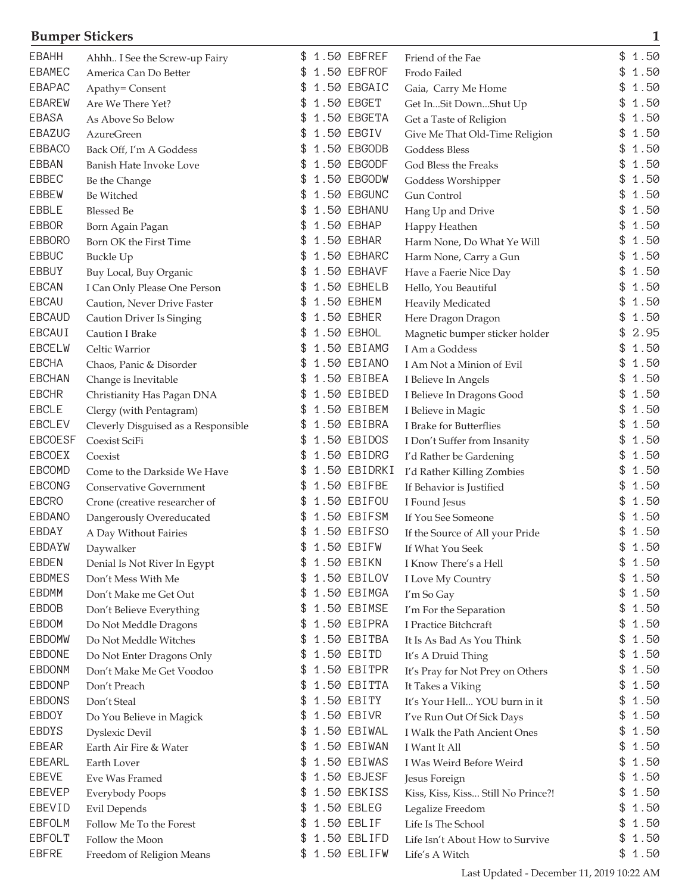# Bumper Stickers

| Code | Description | Price |
|---|---|---|
| EBAHH | Ahhh.. I See the Screw-up Fairy | $ 1.50 |
| EBAMEC | America Can Do Better | $ 1.50 |
| EBAPAC | Apathy= Consent | $ 1.50 |
| EBAREW | Are We There Yet? | $ 1.50 |
| EBASA | As Above So Below | $ 1.50 |
| EBAZUG | AzureGreen | $ 1.50 |
| EBBACO | Back Off, I'm A Goddess | $ 1.50 |
| EBBAN | Banish Hate Invoke Love | $ 1.50 |
| EBBEC | Be the Change | $ 1.50 |
| EBBEW | Be Witched | $ 1.50 |
| EBBLE | Blessed Be | $ 1.50 |
| EBBOR | Born Again Pagan | $ 1.50 |
| EBBORO | Born OK the First Time | $ 1.50 |
| EBBUC | Buckle Up | $ 1.50 |
| EBBUY | Buy Local, Buy Organic | $ 1.50 |
| EBCAN | I Can Only Please One Person | $ 1.50 |
| EBCAU | Caution, Never Drive Faster | $ 1.50 |
| EBCAUD | Caution Driver Is Singing | $ 1.50 |
| EBCAUI | Caution I Brake | $ 1.50 |
| EBCELW | Celtic Warrior | $ 1.50 |
| EBCHA | Chaos, Panic & Disorder | $ 1.50 |
| EBCHAN | Change is Inevitable | $ 1.50 |
| EBCHR | Christianity Has Pagan DNA | $ 1.50 |
| EBCLE | Clergy (with Pentagram) | $ 1.50 |
| EBCLEV | Cleverly Disguised as a Responsible | $ 1.50 |
| EBCOESF | Coexist SciFi | $ 1.50 |
| EBCOEX | Coexist | $ 1.50 |
| EBCOMD | Come to the Darkside We Have | $ 1.50 |
| EBCONG | Conservative Government | $ 1.50 |
| EBCRO | Crone (creative researcher of | $ 1.50 |
| EBDANO | Dangerously Overeducated | $ 1.50 |
| EBDAY | A Day Without Fairies | $ 1.50 |
| EBDAYW | Daywalker | $ 1.50 |
| EBDEN | Denial Is Not River In Egypt | $ 1.50 |
| EBDMES | Don't Mess With Me | $ 1.50 |
| EBDMM | Don't Make me Get Out | $ 1.50 |
| EBDOB | Don't Believe Everything | $ 1.50 |
| EBDOM | Do Not Meddle Dragons | $ 1.50 |
| EBDOMW | Do Not Meddle Witches | $ 1.50 |
| EBDONE | Do Not Enter Dragons Only | $ 1.50 |
| EBDONM | Don't Make Me Get Voodoo | $ 1.50 |
| EBDONP | Don't Preach | $ 1.50 |
| EBDONS | Don't Steal | $ 1.50 |
| EBDOY | Do You Believe in Magick | $ 1.50 |
| EBDYS | Dyslexic Devil | $ 1.50 |
| EBEAR | Earth Air Fire & Water | $ 1.50 |
| EBEARL | Earth Lover | $ 1.50 |
| EBEVE | Eve Was Framed | $ 1.50 |
| EBEVEP | Everybody Poops | $ 1.50 |
| EBEVID | Evil Depends | $ 1.50 |
| EBFOLM | Follow Me To the Forest | $ 1.50 |
| EBFOLT | Follow the Moon | $ 1.50 |
| EBFRE | Freedom of Religion Means | $ 1.50 |
| EBFREF | Friend of the Fae | $ 1.50 |
| EBFROF | Frodo Failed | $ 1.50 |
| EBGAIC | Gaia, Carry Me Home | $ 1.50 |
| EBGET | Get In...Sit Down...Shut Up | $ 1.50 |
| EBGETA | Get a Taste of Religion | $ 1.50 |
| EBGIV | Give Me That Old-Time Religion | $ 1.50 |
| EBGODB | Goddess Bless | $ 1.50 |
| EBGODF | God Bless the Freaks | $ 1.50 |
| EBGODW | Goddess Worshipper | $ 1.50 |
| EBGUNC | Gun Control | $ 1.50 |
| EBHANU | Hang Up and Drive | $ 1.50 |
| EBHAP | Happy Heathen | $ 1.50 |
| EBHAR | Harm None, Do What Ye Will | $ 1.50 |
| EBHARC | Harm None, Carry a Gun | $ 1.50 |
| EBHAVF | Have a Faerie Nice Day | $ 1.50 |
| EBHELB | Hello, You Beautiful | $ 1.50 |
| EBHEM | Heavily Medicated | $ 1.50 |
| EBHER | Here Dragon Dragon | $ 1.50 |
| EBHOL | Magnetic bumper sticker holder | $ 2.95 |
| EBIAMG | I Am a Goddess | $ 1.50 |
| EBIANO | I Am Not a Minion of Evil | $ 1.50 |
| EBIBEA | I Believe In Angels | $ 1.50 |
| EBIBED | I Believe In Dragons Good | $ 1.50 |
| EBIBEM | I Believe in Magic | $ 1.50 |
| EBIBRA | I Brake for Butterflies | $ 1.50 |
| EBIDOS | I Don't Suffer from Insanity | $ 1.50 |
| EBIDRG | I'd Rather be Gardening | $ 1.50 |
| EBIDRKI | I'd Rather Killing Zombies | $ 1.50 |
| EBIFBE | If Behavior is Justified | $ 1.50 |
| EBIFOU | I Found Jesus | $ 1.50 |
| EBIFSM | If You See Someone | $ 1.50 |
| EBIFSO | If the Source of All your Pride | $ 1.50 |
| EBIFW | If What You Seek | $ 1.50 |
| EBIKN | I Know There's a Hell | $ 1.50 |
| EBILOV | I Love My Country | $ 1.50 |
| EBIMGA | I'm So Gay | $ 1.50 |
| EBIMSE | I'm For the Separation | $ 1.50 |
| EBIPRA | I Practice Bitchcraft | $ 1.50 |
| EBITBA | It Is As Bad As You Think | $ 1.50 |
| EBITD | It's A Druid Thing | $ 1.50 |
| EBITPR | It's Pray for Not Prey on Others | $ 1.50 |
| EBITTA | It Takes a Viking | $ 1.50 |
| EBITY | It's Your Hell... YOU burn in it | $ 1.50 |
| EBIVR | I've Run Out Of Sick Days | $ 1.50 |
| EBIWAL | I Walk the Path Ancient Ones | $ 1.50 |
| EBIWAN | I Want It All | $ 1.50 |
| EBIWAS | I Was Weird Before Weird | $ 1.50 |
| EBJESF | Jesus Foreign | $ 1.50 |
| EBKISS | Kiss, Kiss, Kiss... Still No Prince?! | $ 1.50 |
| EBLEG | Legalize Freedom | $ 1.50 |
| EBLIF | Life Is The School | $ 1.50 |
| EBLIFD | Life Isn't About How to Survive | $ 1.50 |
| EBLIFW | Life's A Witch | $ 1.50 |

Last Updated - December 11, 2019 10:22 AM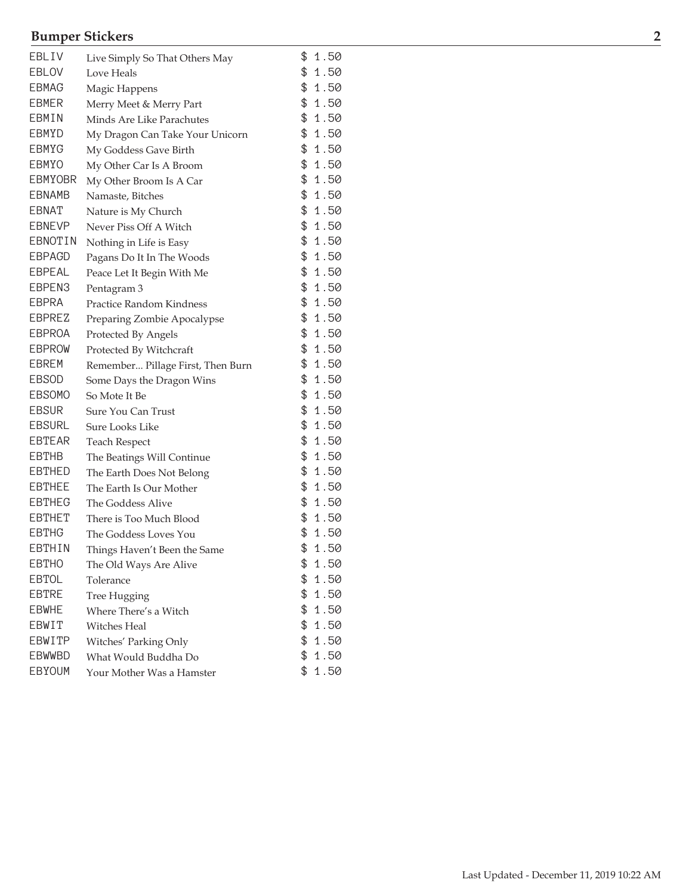## Bumper Stickers

| | | |
|---|---|---|
| EBLIV | Live Simply So That Others May | $ 1.50 |
| EBLOV | Love Heals | $ 1.50 |
| EBMAG | Magic Happens | $ 1.50 |
| EBMER | Merry Meet & Merry Part | $ 1.50 |
| EBMIN | Minds Are Like Parachutes | $ 1.50 |
| EBMYD | My Dragon Can Take Your Unicorn | $ 1.50 |
| EBMYG | My Goddess Gave Birth | $ 1.50 |
| EBMYO | My Other Car Is A Broom | $ 1.50 |
| EBMYOBR | My Other Broom Is A Car | $ 1.50 |
| EBNAMB | Namaste, Bitches | $ 1.50 |
| EBNAT | Nature is My Church | $ 1.50 |
| EBNEVP | Never Piss Off A Witch | $ 1.50 |
| EBNOTIN | Nothing in Life is Easy | $ 1.50 |
| EBPAGD | Pagans Do It In The Woods | $ 1.50 |
| EBPEAL | Peace Let It Begin With Me | $ 1.50 |
| EBPEN3 | Pentagram 3 | $ 1.50 |
| EBPRA | Practice Random Kindness | $ 1.50 |
| EBPREZ | Preparing Zombie Apocalypse | $ 1.50 |
| EBPROA | Protected By Angels | $ 1.50 |
| EBPROW | Protected By Witchcraft | $ 1.50 |
| EBREM | Remember... Pillage First, Then Burn | $ 1.50 |
| EBSOD | Some Days the Dragon Wins | $ 1.50 |
| EBSOMO | So Mote It Be | $ 1.50 |
| EBSUR | Sure You Can Trust | $ 1.50 |
| EBSURL | Sure Looks Like | $ 1.50 |
| EBTEAR | Teach Respect | $ 1.50 |
| EBTHB | The Beatings Will Continue | $ 1.50 |
| EBTHED | The Earth Does Not Belong | $ 1.50 |
| EBTHEE | The Earth Is Our Mother | $ 1.50 |
| EBTHEG | The Goddess Alive | $ 1.50 |
| EBTHET | There is Too Much Blood | $ 1.50 |
| EBTHG | The Goddess Loves You | $ 1.50 |
| EBTHIN | Things Haven't Been the Same | $ 1.50 |
| EBTHO | The Old Ways Are Alive | $ 1.50 |
| EBTOL | Tolerance | $ 1.50 |
| EBTRE | Tree Hugging | $ 1.50 |
| EBWHE | Where There's a Witch | $ 1.50 |
| EBWIT | Witches Heal | $ 1.50 |
| EBWITP | Witches' Parking Only | $ 1.50 |
| EBWWBD | What Would Buddha Do | $ 1.50 |
| EBYOUM | Your Mother Was a Hamster | $ 1.50 |

Last Updated - December 11, 2019 10:22 AM